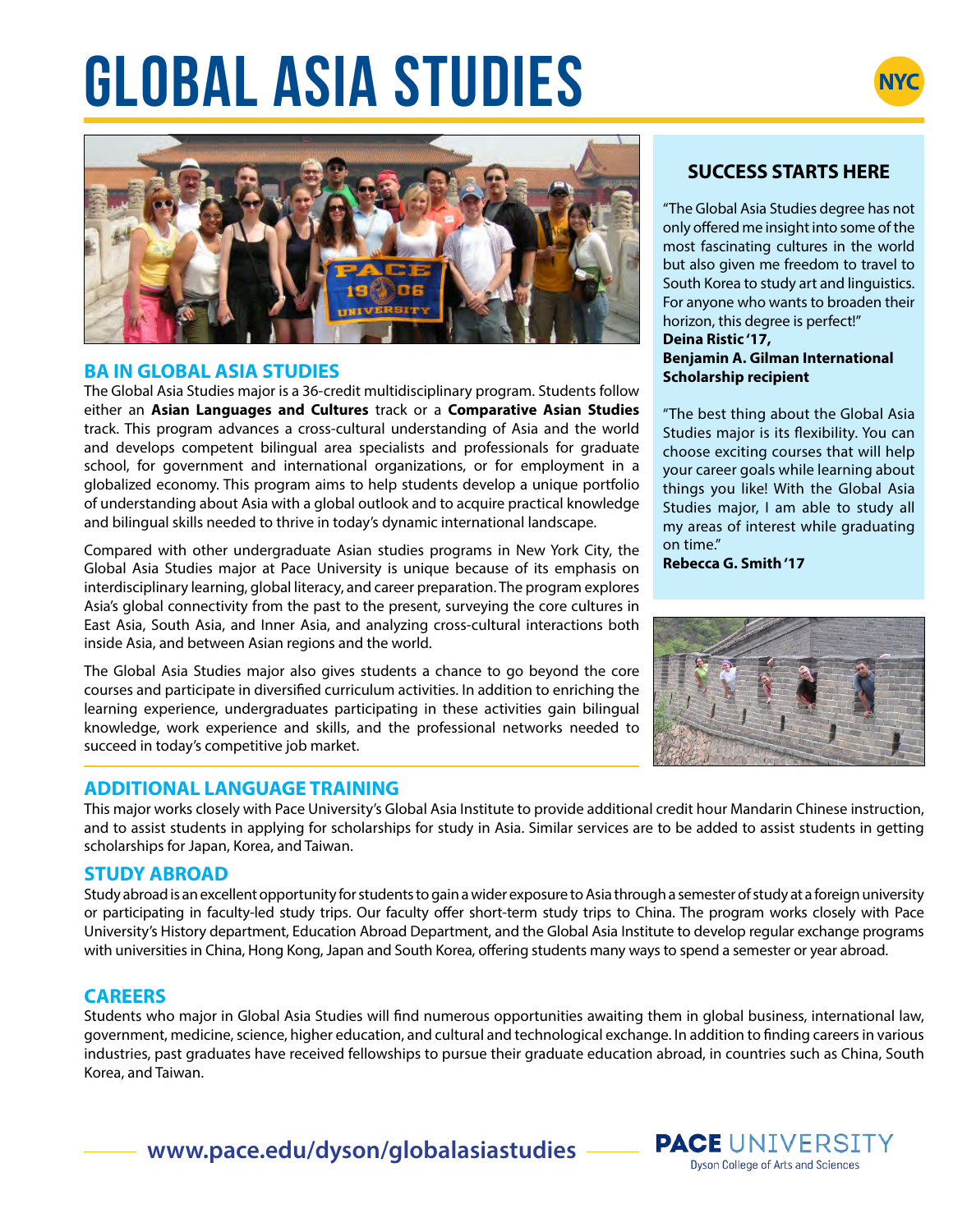# GLOBAL ASIA STUDIES

NYC

## BA IN GLOBAL ASIA STUDIES

The Global Asia Studies major is a 36-credit multidisciplinary program. Students follow either an **Asian Languages and Cultures** track or a **Comparative Asian Studies** track. This program advances a cross-cultural understanding of Asia and the world and develops competent bilingual area specialists and professionals for graduate school, for government and international organizations, or for employment in a globalized economy. This program aims to help students develop a unique portfolio of understanding about Asia with a global outlook and to acquire practical knowledge and bilingual skills needed to thrive in today's dynamic international landscape.

Compared with other undergraduate Asian studies programs in New York City, the Global Asia Studies major at Pace University is unique because of its emphasis on interdisciplinary learning, global literacy, and career preparation. The program explores Asia's global connectivity from the past to the present, surveying the core cultures in East Asia, South Asia, and Inner Asia, and analyzing cross-cultural interactions both inside Asia, and between Asian regions and the world.

The Global Asia Studies major also gives students a chance to go beyond the core courses and participate in diversified curriculum activities. In addition to enriching the learning experience, undergraduates participating in these activities gain bilingual knowledge, work experience and skills, and the professional networks needed to succeed in today's competitive job market.

### SUCCESS STARTS HERE

"The Global Asia Studies degree has not only offered me insight into some of the most fascinating cultures in the world but also given me freedom to travel to South Korea to study art and linguistics. For anyone who wants to broaden their horizon, this degree is perfect!"
**Deina Ristic '17,**
**Benjamin A. Gilman International Scholarship recipient**

"The best thing about the Global Asia Studies major is its flexibility. You can choose exciting courses that will help your career goals while learning about things you like! With the Global Asia Studies major, I am able to study all my areas of interest while graduating on time."
**Rebecca G. Smith '17**

## ADDITIONAL LANGUAGE TRAINING

This major works closely with Pace University's Global Asia Institute to provide additional credit hour Mandarin Chinese instruction, and to assist students in applying for scholarships for study in Asia. Similar services are to be added to assist students in getting scholarships for Japan, Korea, and Taiwan.

## STUDY ABROAD

Study abroad is an excellent opportunity for students to gain a wider exposure to Asia through a semester of study at a foreign university or participating in faculty-led study trips. Our faculty offer short-term study trips to China. The program works closely with Pace University's History department, Education Abroad Department, and the Global Asia Institute to develop regular exchange programs with universities in China, Hong Kong, Japan and South Korea, offering students many ways to spend a semester or year abroad.

## CAREERS

Students who major in Global Asia Studies will find numerous opportunities awaiting them in global business, international law, government, medicine, science, higher education, and cultural and technological exchange. In addition to finding careers in various industries, past graduates have received fellowships to pursue their graduate education abroad, in countries such as China, South Korea, and Taiwan.

www.pace.edu/dyson/globalasiastudies

PACE UNIVERSITY
Dyson College of Arts and Sciences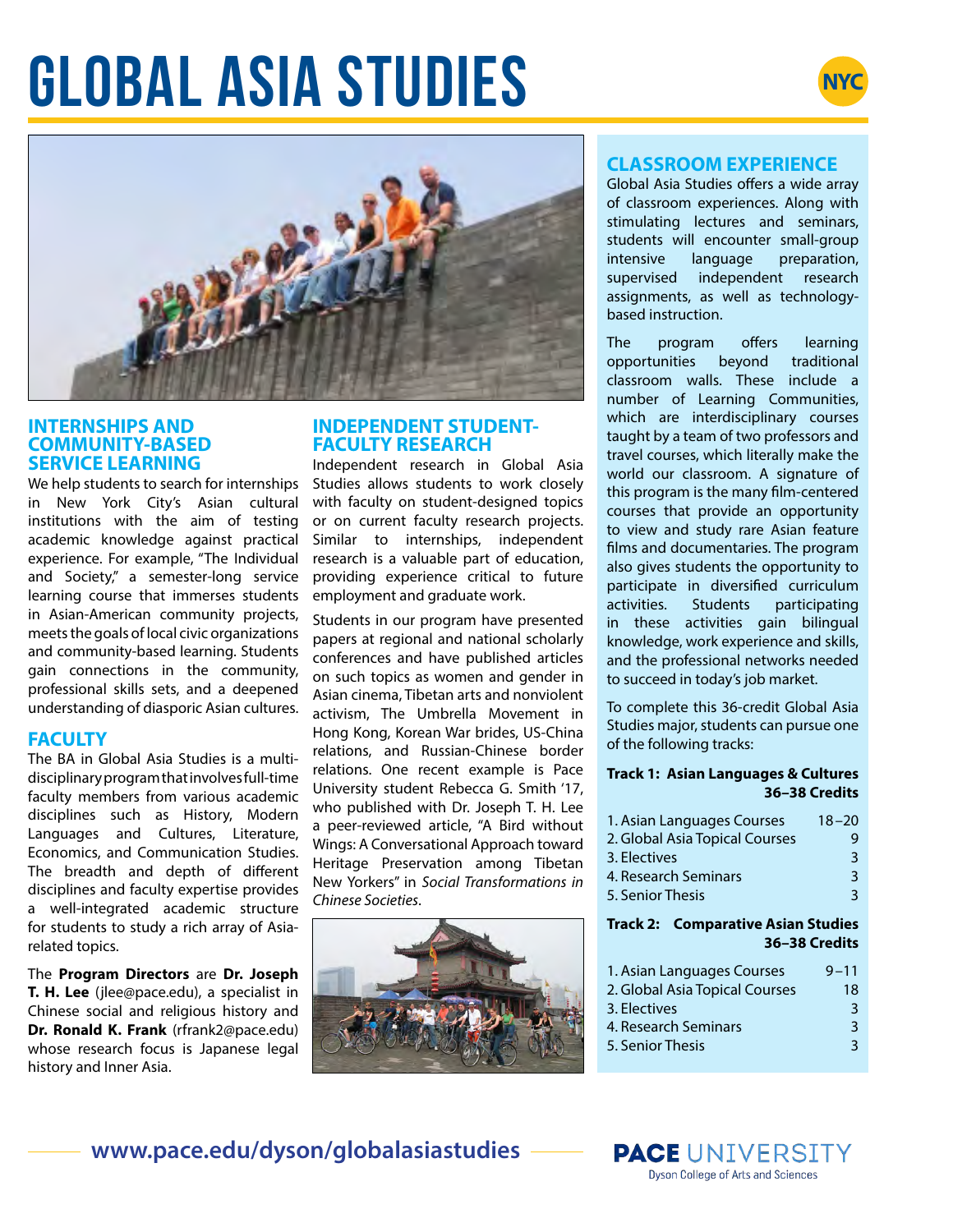# GLOBAL ASIA STUDIES

NYC

## INTERNSHIPS AND COMMUNITY-BASED SERVICE LEARNING

We help students to search for internships in New York City's Asian cultural institutions with the aim of testing academic knowledge against practical experience. For example, "The Individual and Society," a semester-long service learning course that immerses students in Asian-American community projects, meets the goals of local civic organizations and community-based learning. Students gain connections in the community, professional skills sets, and a deepened understanding of diasporic Asian cultures.

## FACULTY

The BA in Global Asia Studies is a multi-disciplinary program that involves full-time faculty members from various academic disciplines such as History, Modern Languages and Cultures, Literature, Economics, and Communication Studies. The breadth and depth of different disciplines and faculty expertise provides a well-integrated academic structure for students to study a rich array of Asia-related topics.

The **Program Directors** are **Dr. Joseph T. H. Lee** (jlee@pace.edu), a specialist in Chinese social and religious history and **Dr. Ronald K. Frank** (rfrank2@pace.edu) whose research focus is Japanese legal history and Inner Asia.

## INDEPENDENT STUDENT-FACULTY RESEARCH

Independent research in Global Asia Studies allows students to work closely with faculty on student-designed topics or on current faculty research projects. Similar to internships, independent research is a valuable part of education, providing experience critical to future employment and graduate work.

Students in our program have presented papers at regional and national scholarly conferences and have published articles on such topics as women and gender in Asian cinema, Tibetan arts and nonviolent activism, The Umbrella Movement in Hong Kong, Korean War brides, US-China relations, and Russian-Chinese border relations. One recent example is Pace University student Rebecca G. Smith '17, who published with Dr. Joseph T. H. Lee a peer-reviewed article, "A Bird without Wings: A Conversational Approach toward Heritage Preservation among Tibetan New Yorkers" in *Social Transformations in Chinese Societies*.

## CLASSROOM EXPERIENCE

Global Asia Studies offers a wide array of classroom experiences. Along with stimulating lectures and seminars, students will encounter small-group intensive language preparation, supervised independent research assignments, as well as technology-based instruction.

The program offers learning opportunities beyond traditional classroom walls. These include a number of Learning Communities, which are interdisciplinary courses taught by a team of two professors and travel courses, which literally make the world our classroom. A signature of this program is the many film-centered courses that provide an opportunity to view and study rare Asian feature films and documentaries. The program also gives students the opportunity to participate in diversified curriculum activities. Students participating in these activities gain bilingual knowledge, work experience and skills, and the professional networks needed to succeed in today's job market.

To complete this 36-credit Global Asia Studies major, students can pursue one of the following tracks:

**Track 1: Asian Languages & Cultures — 36–38 Credits**

| | |
|---|---|
| 1. Asian Languages Courses | 18–20 |
| 2. Global Asia Topical Courses | 9 |
| 3. Electives | 3 |
| 4. Research Seminars | 3 |
| 5. Senior Thesis | 3 |

**Track 2: Comparative Asian Studies — 36–38 Credits**

| | |
|---|---|
| 1. Asian Languages Courses | 9–11 |
| 2. Global Asia Topical Courses | 18 |
| 3. Electives | 3 |
| 4. Research Seminars | 3 |
| 5. Senior Thesis | 3 |

www.pace.edu/dyson/globalasiastudies

PACE UNIVERSITY
Dyson College of Arts and Sciences